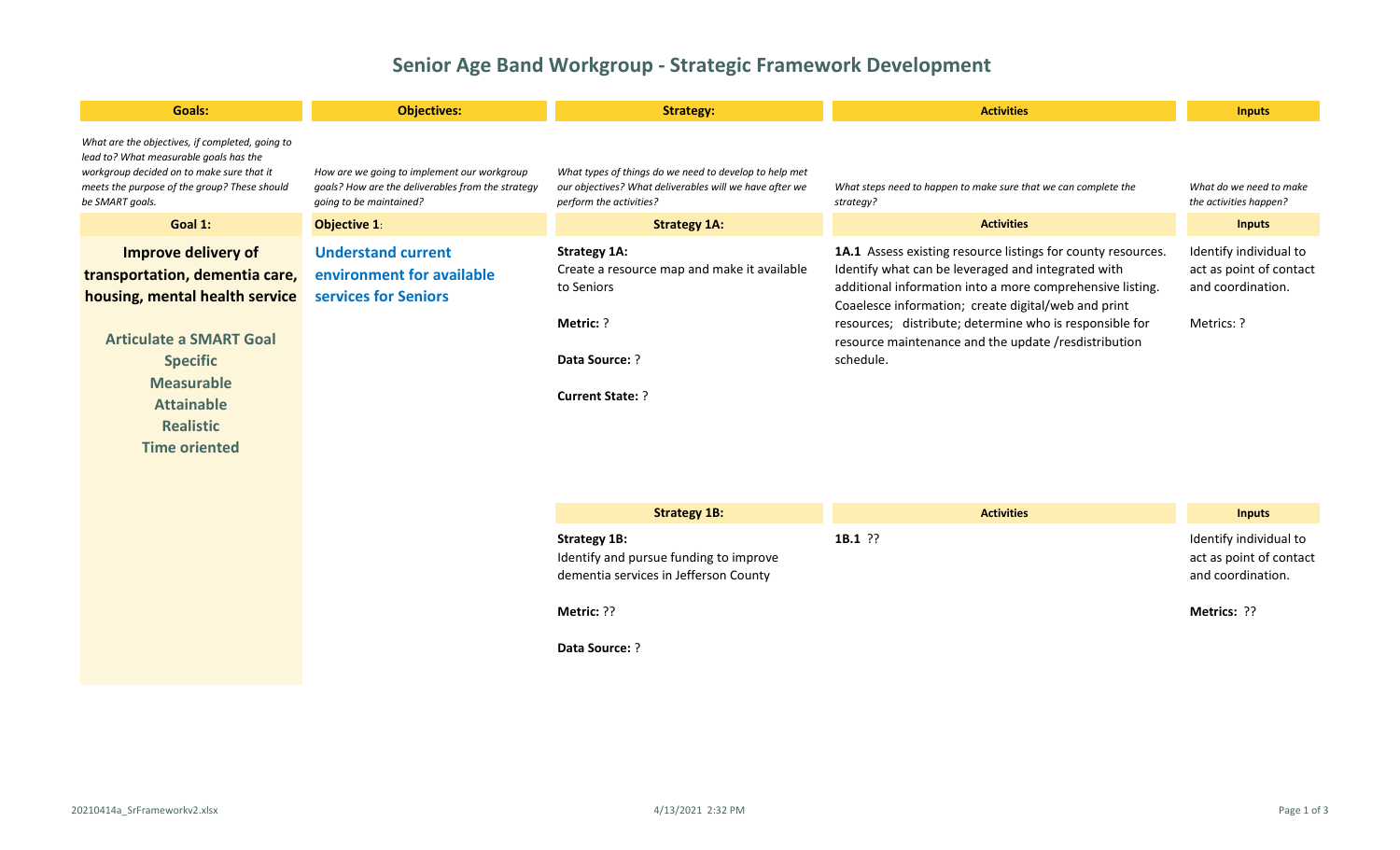# Senior Age Band Workgroup - Strategic Framework Development

| Goals: | Objectives: | Strategy: | Activities | Inputs |
|---|---|---|---|---|
| *What are the objectives, if completed, going to lead to? What measurable goals has the workgroup decided on to make sure that it meets the purpose of the group? These should be SMART goals.* | *How are we going to implement our workgroup goals? How are the deliverables from the strategy going to be maintained?* | *What types of things do we need to develop to help met our objectives? What deliverables will we have after we perform the activities?* | *What steps need to happen to make sure that we can complete the strategy?* | *What do we need to make the activities happen?* |
| **Goal 1:** | **Objective 1**: | **Strategy 1A:** | **Activities** | **Inputs** |
| **Improve delivery of transportation, dementia care, housing, mental health service**<br><br>**Articulate a SMART Goal**<br>**Specific**<br>**Measurable**<br>**Attainable**<br>**Realistic**<br>**Time oriented** | **Understand current environment for available services for Seniors** | **Strategy 1A:**<br>Create a resource map and make it available to Seniors<br><br>**Metric:** ?<br><br>**Data Source:** ?<br><br>**Current State:** ? | **1A.1** Assess existing resource listings for county resources. Identify what can be leveraged and integrated with additional information into a more comprehensive listing. Coaelesce information; create digital/web and print resources; distribute; determine who is responsible for resource maintenance and the update /resdistribution schedule. | Identify individual to act as point of contact and coordination.<br><br>Metrics: ? |
| | | **Strategy 1B:** | **Activities** | **Inputs** |
| | | **Strategy 1B:**<br>Identify and pursue funding to improve dementia services in Jefferson County<br><br>**Metric:** ??<br><br>**Data Source:** ? | **1B.1** ?? | Identify individual to act as point of contact and coordination.<br><br>**Metrics:** ?? |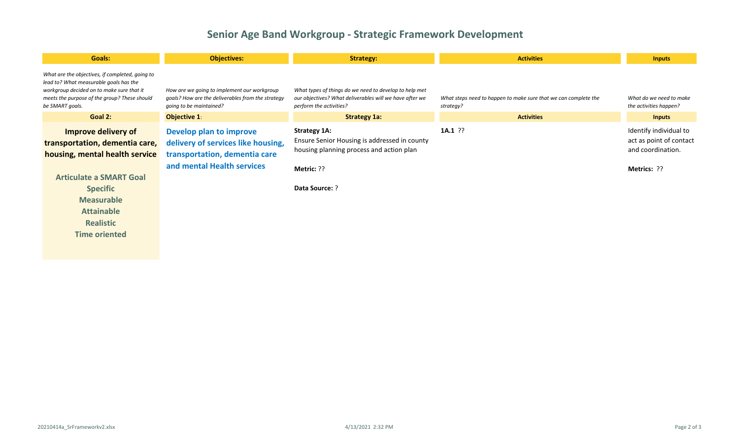# Senior Age Band Workgroup - Strategic Framework Development

| Goals: | Objectives: | Strategy: | Activities | Inputs |
|---|---|---|---|---|
| *What are the objectives, if completed, going to lead to? What measurable goals has the workgroup decided on to make sure that it meets the purpose of the group? These should be SMART goals.* | *How are we going to implement our workgroup goals? How are the deliverables from the strategy going to be maintained?* | *What types of things do we need to develop to help met our objectives? What deliverables will we have after we perform the activities?* | *What steps need to happen to make sure that we can complete the strategy?* | *What do we need to make the activities happen?* |
| **Goal 2:** | **Objective 1**: | **Strategy 1a:** | **Activities** | **Inputs** |
| **Improve delivery of transportation, dementia care, housing, mental health service**<br><br>**Articulate a SMART Goal**<br>**Specific**<br>**Measurable**<br>**Attainable**<br>**Realistic**<br>**Time oriented** | **Develop plan to improve delivery of services like housing, transportation, dementia care and mental Health services** | **Strategy 1A:**<br>Ensure Senior Housing is addressed in county housing planning process and action plan<br><br>**Metric:** ??<br><br>**Data Source:** ? | **1A.1** ?? | Identify individual to act as point of contact and coordination.<br><br>**Metrics:** ?? |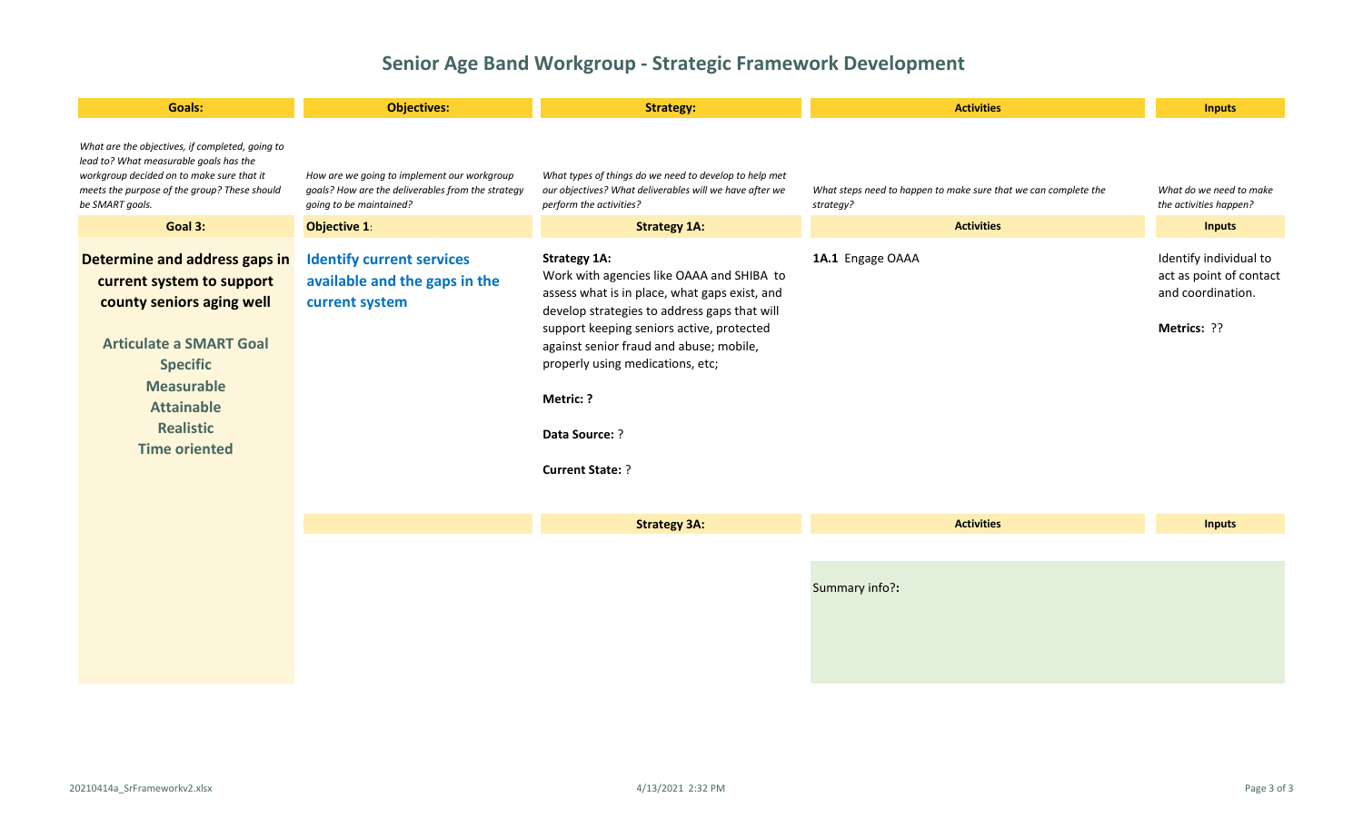# Senior Age Band Workgroup - Strategic Framework Development

| Goals: | Objectives: | Strategy: | Activities | Inputs |
| --- | --- | --- | --- | --- |
| *What are the objectives, if completed, going to lead to? What measurable goals has the workgroup decided on to make sure that it meets the purpose of the group? These should be SMART goals.* | *How are we going to implement our workgroup goals? How are the deliverables from the strategy going to be maintained?* | *What types of things do we need to develop to help met our objectives? What deliverables will we have after we perform the activities?* | *What steps need to happen to make sure that we can complete the strategy?* | *What do we need to make the activities happen?* |
| **Goal 3:** | **Objective 1**: | **Strategy 1A:** | **Activities** | **Inputs** |
| **Determine and address gaps in current system to support county seniors aging well**<br><br>**Articulate a SMART Goal**<br>**Specific**<br>**Measurable**<br>**Attainable**<br>**Realistic**<br>**Time oriented** | **Identify current services available and the gaps in the current system** | **Strategy 1A:**<br>Work with agencies like OAAA and SHIBA to assess what is in place, what gaps exist, and develop strategies to address gaps that will support keeping seniors active, protected against senior fraud and abuse; mobile, properly using medications, etc;<br><br>**Metric: ?**<br><br>**Data Source:** ?<br><br>**Current State:** ? | **1A.1** Engage OAAA | Identify individual to act as point of contact and coordination.<br><br>**Metrics:** ?? |
| | | **Strategy 3A:** | **Activities** | **Inputs** |
| | | | Summary info?**:** | |